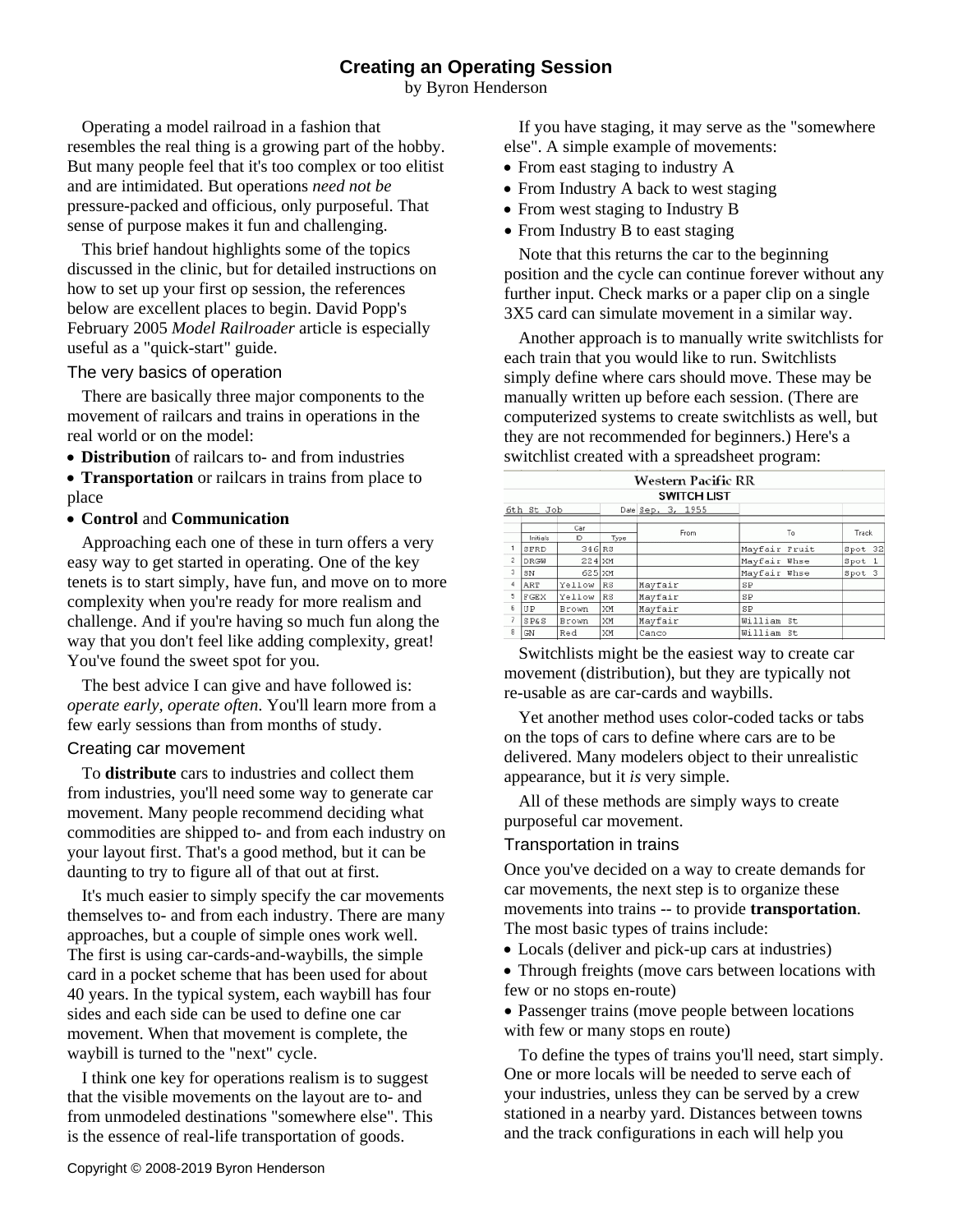# Creating an Operating Session

by Byron Henderson

Operating a model railroad in a fashion that resembles the real thing is a growing part of the hobby. But many people feel that it's too complex or too elitist and are intimidated. But operations *need not be* pressure-packed and officious, only purposeful. That sense of purpose makes it fun and challenging.

This brief handout highlights some of the topics discussed in the clinic, but for detailed instructions on how to set up your first op session, the references below are excellent places to begin. David Popp's February 2005 *Model Railroader* article is especially useful as a "quick-start" guide.

## The very basics of operation

There are basically three major components to the movement of railcars and trains in operations in the real world or on the model:

- **Distribution** of railcars to- and from industries
- **Transportation** or railcars in trains from place to place
- **Control** and **Communication**

Approaching each one of these in turn offers a very easy way to get started in operating. One of the key tenets is to start simply, have fun, and move on to more complexity when you're ready for more realism and challenge. And if you're having so much fun along the way that you don't feel like adding complexity, great! You've found the sweet spot for you.

The best advice I can give and have followed is: *operate early, operate often*. You'll learn more from a few early sessions than from months of study.

## Creating car movement

To **distribute** cars to industries and collect them from industries, you'll need some way to generate car movement. Many people recommend deciding what commodities are shipped to- and from each industry on your layout first. That's a good method, but it can be daunting to try to figure all of that out at first.

It's much easier to simply specify the car movements themselves to- and from each industry. There are many approaches, but a couple of simple ones work well. The first is using car-cards-and-waybills, the simple card in a pocket scheme that has been used for about 40 years. In the typical system, each waybill has four sides and each side can be used to define one car movement. When that movement is complete, the waybill is turned to the "next" cycle.

I think one key for operations realism is to suggest that the visible movements on the layout are to- and from unmodeled destinations "somewhere else". This is the essence of real-life transportation of goods.

If you have staging, it may serve as the "somewhere else". A simple example of movements:

- From east staging to industry A
- From Industry A back to west staging
- From west staging to Industry B
- From Industry B to east staging

Note that this returns the car to the beginning position and the cycle can continue forever without any further input. Check marks or a paper clip on a single 3X5 card can simulate movement in a similar way.

Another approach is to manually write switchlists for each train that you would like to run. Switchlists simply define where cars should move. These may be manually written up before each session. (There are computerized systems to create switchlists as well, but they are not recommended for beginners.) Here's a switchlist created with a spreadsheet program:

**Western Pacific RR**

**SWITCH LIST**

6th St Job — Date Sep. 3, 1955

| | Car Initials | Car ID | Type | From | To | Track |
|---|---|---|---|---|---|---|
| 1 | SFRD | 346 | RS | | Mayfair Fruit | Spot 32 |
| 2 | DRGW | 224 | XM | | Mayfair Whse | Spot 1 |
| 3 | SN | 625 | XM | | Mayfair Whse | Spot 3 |
| 4 | ART | Yellow | RS | Mayfair | SP | |
| 5 | FGEX | Yellow | RS | Mayfair | SP | |
| 6 | UP | Brown | XM | Mayfair | SP | |
| 7 | SP&S | Brown | XM | Mayfair | William St | |
| 8 | GN | Red | XM | Canco | William St | |

Switchlists might be the easiest way to create car movement (distribution), but they are typically not re-usable as are car-cards and waybills.

Yet another method uses color-coded tacks or tabs on the tops of cars to define where cars are to be delivered. Many modelers object to their unrealistic appearance, but it *is* very simple.

All of these methods are simply ways to create purposeful car movement.

## Transportation in trains

Once you've decided on a way to create demands for car movements, the next step is to organize these movements into trains -- to provide **transportation**. The most basic types of trains include:

- Locals (deliver and pick-up cars at industries)
- Through freights (move cars between locations with few or no stops en-route)
- Passenger trains (move people between locations with few or many stops en route)

To define the types of trains you'll need, start simply. One or more locals will be needed to serve each of your industries, unless they can be served by a crew stationed in a nearby yard. Distances between towns and the track configurations in each will help you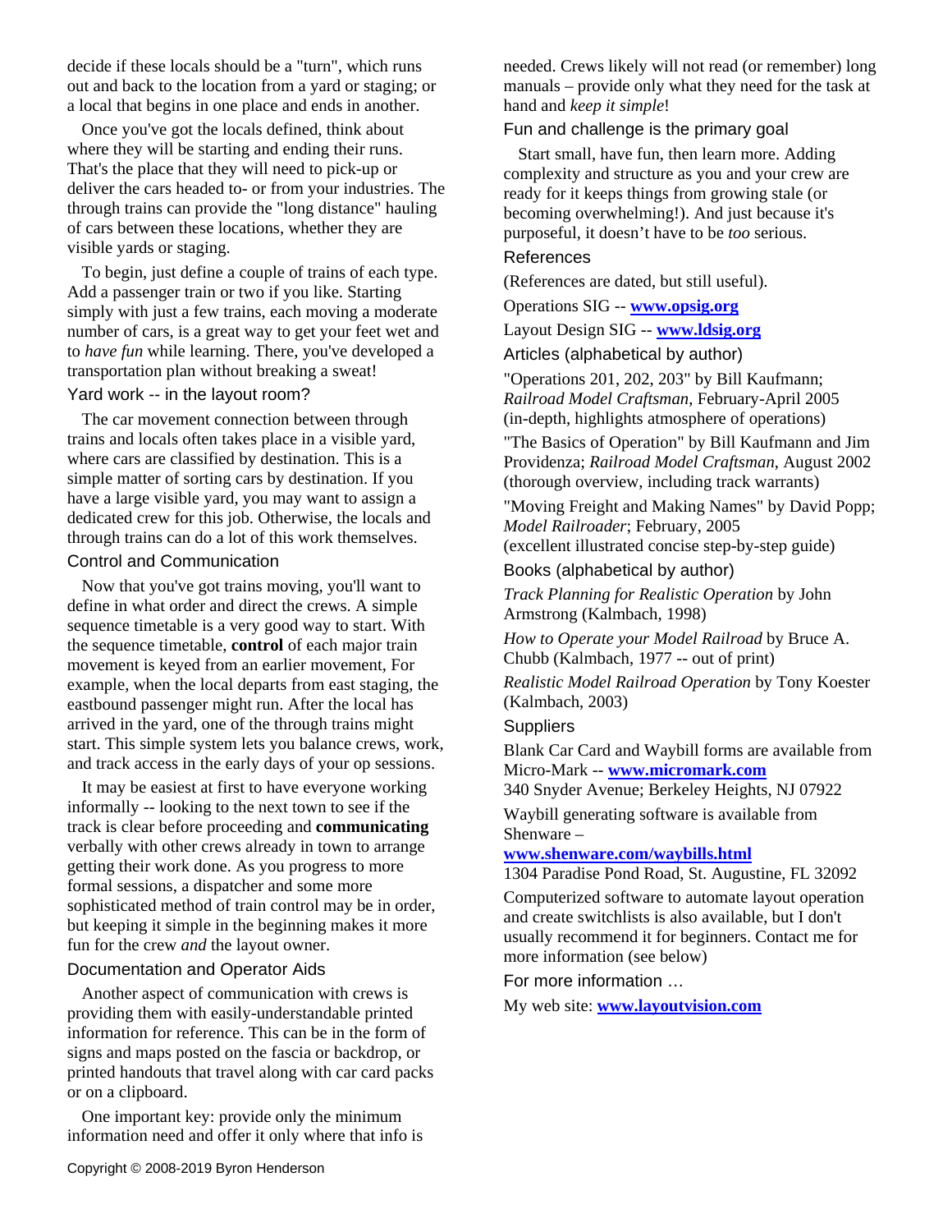decide if these locals should be a "turn", which runs out and back to the location from a yard or staging; or a local that begins in one place and ends in another.

Once you've got the locals defined, think about where they will be starting and ending their runs. That's the place that they will need to pick-up or deliver the cars headed to- or from your industries. The through trains can provide the "long distance" hauling of cars between these locations, whether they are visible yards or staging.

To begin, just define a couple of trains of each type. Add a passenger train or two if you like. Starting simply with just a few trains, each moving a moderate number of cars, is a great way to get your feet wet and to *have fun* while learning. There, you've developed a transportation plan without breaking a sweat!

### Yard work -- in the layout room?

The car movement connection between through trains and locals often takes place in a visible yard, where cars are classified by destination. This is a simple matter of sorting cars by destination. If you have a large visible yard, you may want to assign a dedicated crew for this job. Otherwise, the locals and through trains can do a lot of this work themselves.

### Control and Communication

Now that you've got trains moving, you'll want to define in what order and direct the crews. A simple sequence timetable is a very good way to start. With the sequence timetable, **control** of each major train movement is keyed from an earlier movement, For example, when the local departs from east staging, the eastbound passenger might run. After the local has arrived in the yard, one of the through trains might start. This simple system lets you balance crews, work, and track access in the early days of your op sessions.

It may be easiest at first to have everyone working informally -- looking to the next town to see if the track is clear before proceeding and **communicating** verbally with other crews already in town to arrange getting their work done. As you progress to more formal sessions, a dispatcher and some more sophisticated method of train control may be in order, but keeping it simple in the beginning makes it more fun for the crew *and* the layout owner.

### Documentation and Operator Aids

Another aspect of communication with crews is providing them with easily-understandable printed information for reference. This can be in the form of signs and maps posted on the fascia or backdrop, or printed handouts that travel along with car card packs or on a clipboard.

One important key: provide only the minimum information need and offer it only where that info is needed. Crews likely will not read (or remember) long manuals – provide only what they need for the task at hand and *keep it simple*!

### Fun and challenge is the primary goal

Start small, have fun, then learn more. Adding complexity and structure as you and your crew are ready for it keeps things from growing stale (or becoming overwhelming!). And just because it's purposeful, it doesn't have to be *too* serious.

### References

(References are dated, but still useful).

Operations SIG -- **www.opsig.org**

Layout Design SIG -- **www.ldsig.org**

### Articles (alphabetical by author)

"Operations 201, 202, 203" by Bill Kaufmann; *Railroad Model Craftsman*, February-April 2005 (in-depth, highlights atmosphere of operations)

"The Basics of Operation" by Bill Kaufmann and Jim Providenza; *Railroad Model Craftsman*, August 2002 (thorough overview, including track warrants)

"Moving Freight and Making Names" by David Popp; *Model Railroader*; February, 2005
(excellent illustrated concise step-by-step guide)

### Books (alphabetical by author)

*Track Planning for Realistic Operation* by John Armstrong (Kalmbach, 1998)

*How to Operate your Model Railroad* by Bruce A. Chubb (Kalmbach, 1977 -- out of print)

*Realistic Model Railroad Operation* by Tony Koester (Kalmbach, 2003)

### Suppliers

Blank Car Card and Waybill forms are available from Micro-Mark -- **www.micromark.com**
340 Snyder Avenue; Berkeley Heights, NJ 07922

Waybill generating software is available from Shenware –
**www.shenware.com/waybills.html**
1304 Paradise Pond Road, St. Augustine, FL 32092

Computerized software to automate layout operation and create switchlists is also available, but I don't usually recommend it for beginners. Contact me for more information (see below)

### For more information …

My web site: **www.layoutvision.com**

Copyright © 2008-2019 Byron Henderson